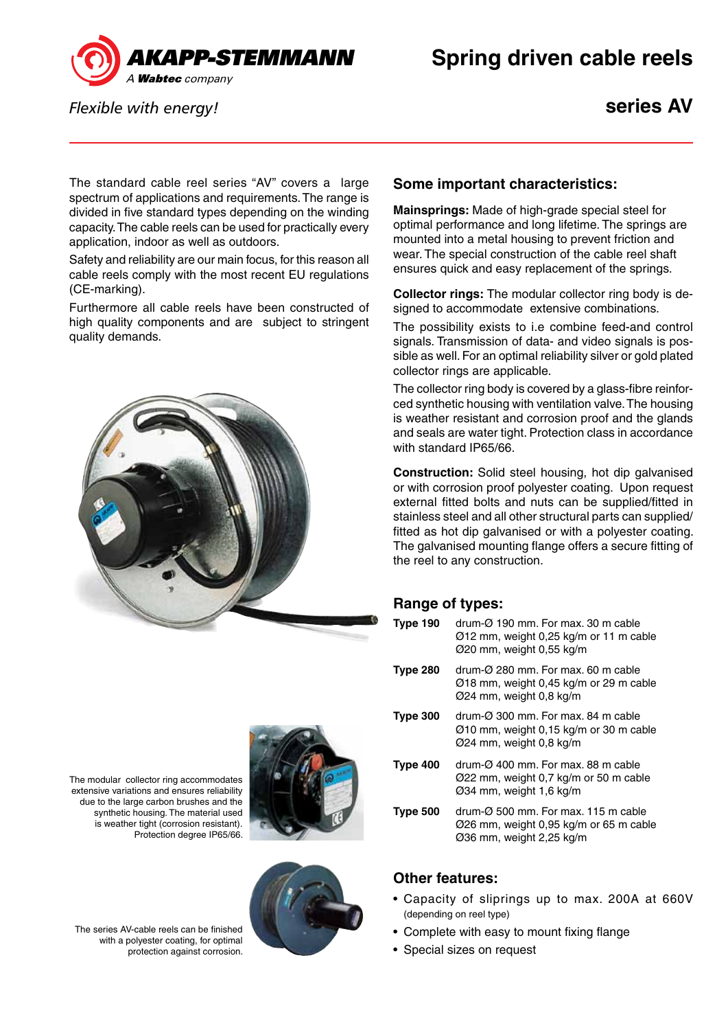# Spring driven cable reels

## series AV

AKAPP-STEMMANN
A Wabtec company

*Flexible with energy!*

The standard cable reel series "AV" covers a large spectrum of applications and requirements. The range is divided in five standard types depending on the winding capacity. The cable reels can be used for practically every application, indoor as well as outdoors.

Safety and reliability are our main focus, for this reason all cable reels comply with the most recent EU regulations (CE-marking).

Furthermore all cable reels have been constructed of high quality components and are subject to stringent quality demands.

The modular collector ring accommodates extensive variations and ensures reliability due to the large carbon brushes and the synthetic housing. The material used is weather tight (corrosion resistant). Protection degree IP65/66.

The series AV-cable reels can be finished with a polyester coating, for optimal protection against corrosion.

### Some important characteristics:

**Mainsprings:** Made of high-grade special steel for optimal performance and long lifetime. The springs are mounted into a metal housing to prevent friction and wear. The special construction of the cable reel shaft ensures quick and easy replacement of the springs.

**Collector rings:** The modular collector ring body is designed to accommodate extensive combinations.

The possibility exists to i.e combine feed-and control signals. Transmission of data- and video signals is possible as well. For an optimal reliability silver or gold plated collector rings are applicable.

The collector ring body is covered by a glass-fibre reinforced synthetic housing with ventilation valve. The housing is weather resistant and corrosion proof and the glands and seals are water tight. Protection class in accordance with standard IP65/66.

**Construction:** Solid steel housing, hot dip galvanised or with corrosion proof polyester coating. Upon request external fitted bolts and nuts can be supplied/fitted in stainless steel and all other structural parts can supplied/fitted as hot dip galvanised or with a polyester coating. The galvanised mounting flange offers a secure fitting of the reel to any construction.

### Range of types:

| | |
|---|---|
| **Type 190** | drum-Ø 190 mm. For max. 30 m cable Ø12 mm, weight 0,25 kg/m or 11 m cable Ø20 mm, weight 0,55 kg/m |
| **Type 280** | drum-Ø 280 mm. For max. 60 m cable Ø18 mm, weight 0,45 kg/m or 29 m cable Ø24 mm, weight 0,8 kg/m |
| **Type 300** | drum-Ø 300 mm. For max. 84 m cable Ø10 mm, weight 0,15 kg/m or 30 m cable Ø24 mm, weight 0,8 kg/m |
| **Type 400** | drum-Ø 400 mm. For max. 88 m cable Ø22 mm, weight 0,7 kg/m or 50 m cable Ø34 mm, weight 1,6 kg/m |
| **Type 500** | drum-Ø 500 mm. For max. 115 m cable Ø26 mm, weight 0,95 kg/m or 65 m cable Ø36 mm, weight 2,25 kg/m |

### Other features:

- Capacity of sliprings up to max. 200A at 660V (depending on reel type)
- Complete with easy to mount fixing flange
- Special sizes on request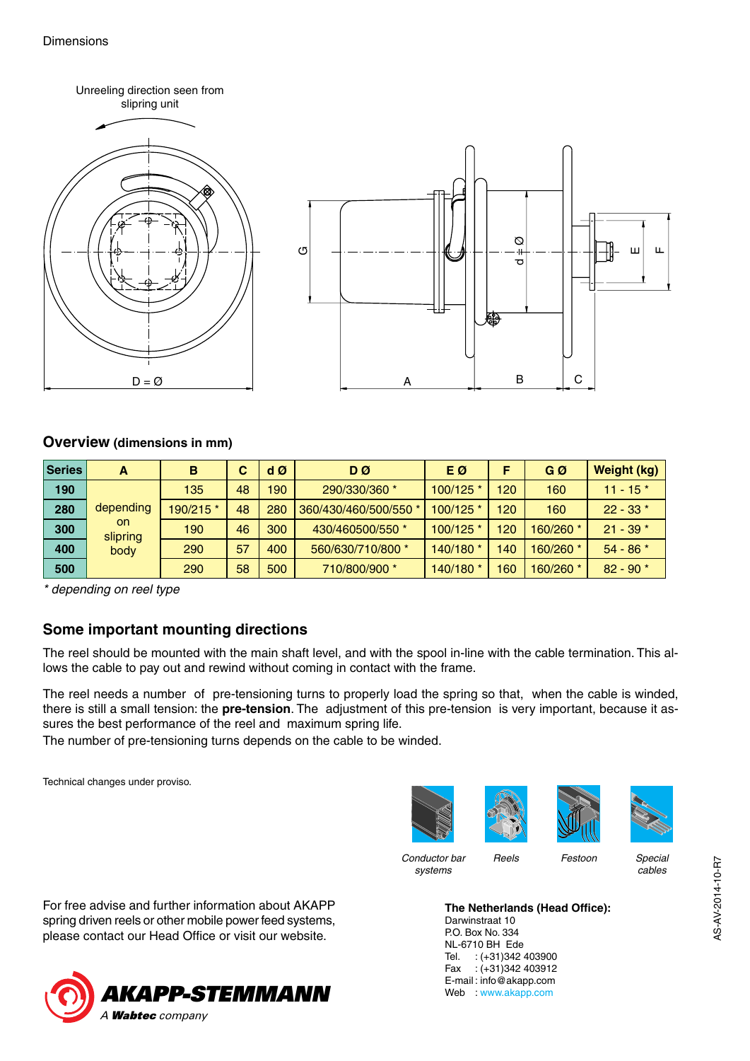Dimensions

Unreeling direction seen from slipring unit

D = Ø

G

A

B

C

d = Ø

E

F

## Overview (dimensions in mm)

| Series | A | B | C | d Ø | D Ø | E Ø | F | G Ø | Weight (kg) |
|---|---|---|---|---|---|---|---|---|---|
| 190 | depending on slipring body | 135 | 48 | 190 | 290/330/360 * | 100/125 * | 120 | 160 | 11 - 15 * |
| 280 | | 190/215 * | 48 | 280 | 360/430/460/500/550 * | 100/125 * | 120 | 160 | 22 - 33 * |
| 300 | | 190 | 46 | 300 | 430/460500/550 * | 100/125 * | 120 | 160/260 * | 21 - 39 * |
| 400 | | 290 | 57 | 400 | 560/630/710/800 * | 140/180 * | 140 | 160/260 * | 54 - 86 * |
| 500 | | 290 | 58 | 500 | 710/800/900 * | 140/180 * | 160 | 160/260 * | 82 - 90 * |

*\* depending on reel type*

## Some important mounting directions

The reel should be mounted with the main shaft level, and with the spool in-line with the cable termination. This allows the cable to pay out and rewind without coming in contact with the frame.

The reel needs a number of pre-tensioning turns to properly load the spring so that, when the cable is winded, there is still a small tension: the **pre-tension**. The adjustment of this pre-tension is very important, because it assures the best performance of the reel and maximum spring life.
The number of pre-tensioning turns depends on the cable to be winded.

Technical changes under proviso.

*Conductor bar systems*

*Reels*

*Festoon*

*Special cables*

For free advise and further information about AKAPP spring driven reels or other mobile power feed systems, please contact our Head Office or visit our website.

AKAPP-STEMMANN
A **Wabtec** company

**The Netherlands (Head Office):**
Darwinstraat 10
P.O. Box No. 334
NL-6710 BH Ede
Tel. : (+31)342 403900
Fax : (+31)342 403912
E-mail : info@akapp.com
Web : www.akapp.com

AS-AV-2014-10-R7